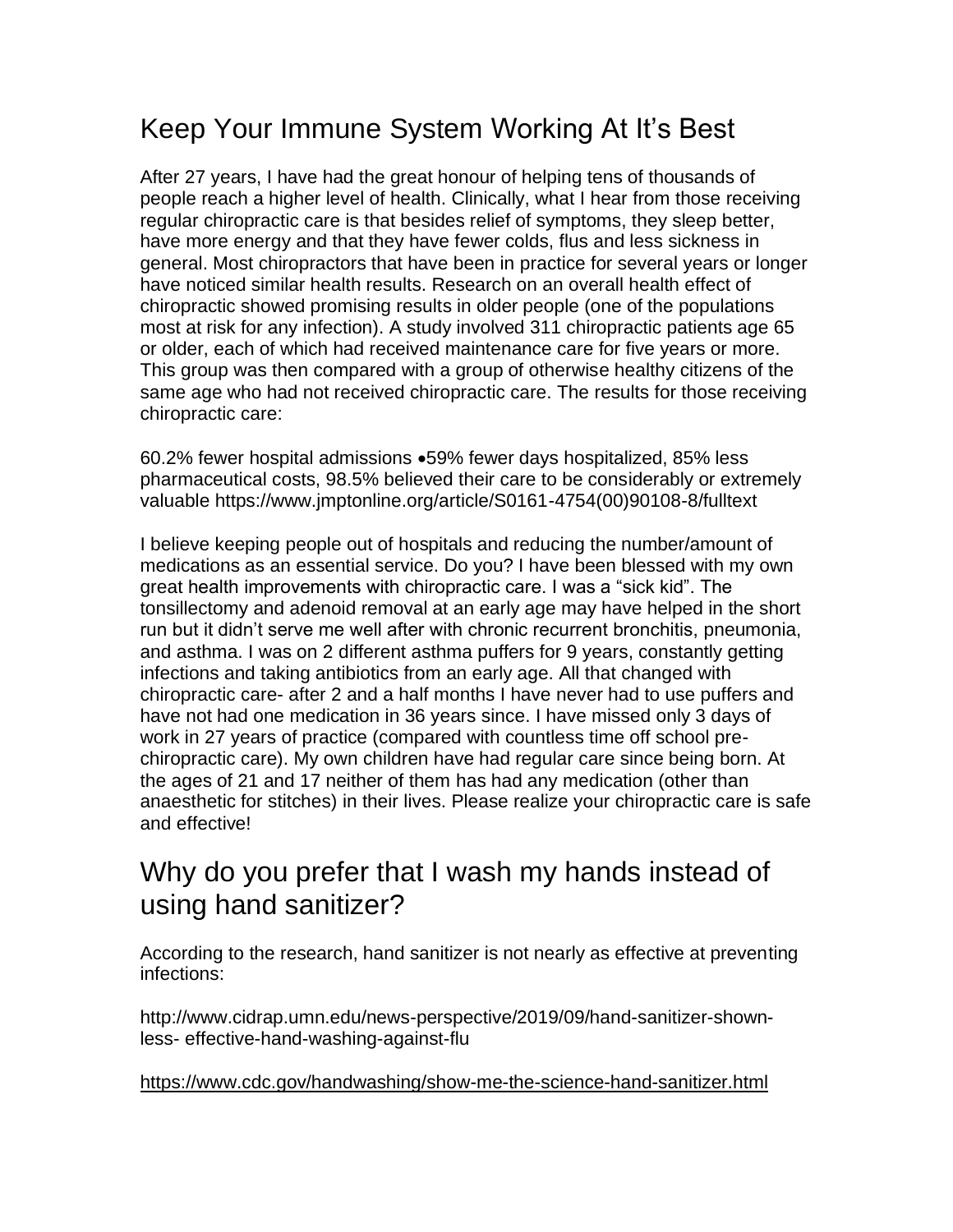## Keep Your Immune System Working At It's Best

After 27 years, I have had the great honour of helping tens of thousands of people reach a higher level of health. Clinically, what I hear from those receiving regular chiropractic care is that besides relief of symptoms, they sleep better, have more energy and that they have fewer colds, flus and less sickness in general. Most chiropractors that have been in practice for several years or longer have noticed similar health results. Research on an overall health effect of chiropractic showed promising results in older people (one of the populations most at risk for any infection). A study involved 311 chiropractic patients age 65 or older, each of which had received maintenance care for five years or more. This group was then compared with a group of otherwise healthy citizens of the same age who had not received chiropractic care. The results for those receiving chiropractic care:

60.2% fewer hospital admissions •59% fewer days hospitalized, 85% less pharmaceutical costs, 98.5% believed their care to be considerably or extremely valuable https://www.jmptonline.org/article/S0161-4754(00)90108-8/fulltext

I believe keeping people out of hospitals and reducing the number/amount of medications as an essential service. Do you? I have been blessed with my own great health improvements with chiropractic care. I was a "sick kid". The tonsillectomy and adenoid removal at an early age may have helped in the short run but it didn't serve me well after with chronic recurrent bronchitis, pneumonia, and asthma. I was on 2 different asthma puffers for 9 years, constantly getting infections and taking antibiotics from an early age. All that changed with chiropractic care- after 2 and a half months I have never had to use puffers and have not had one medication in 36 years since. I have missed only 3 days of work in 27 years of practice (compared with countless time off school pre-chiropractic care). My own children have had regular care since being born. At the ages of 21 and 17 neither of them has had any medication (other than anaesthetic for stitches) in their lives. Please realize your chiropractic care is safe and effective!

## Why do you prefer that I wash my hands instead of using hand sanitizer?

According to the research, hand sanitizer is not nearly as effective at preventing infections:

http://www.cidrap.umn.edu/news-perspective/2019/09/hand-sanitizer-shown-less- effective-hand-washing-against-flu

https://www.cdc.gov/handwashing/show-me-the-science-hand-sanitizer.html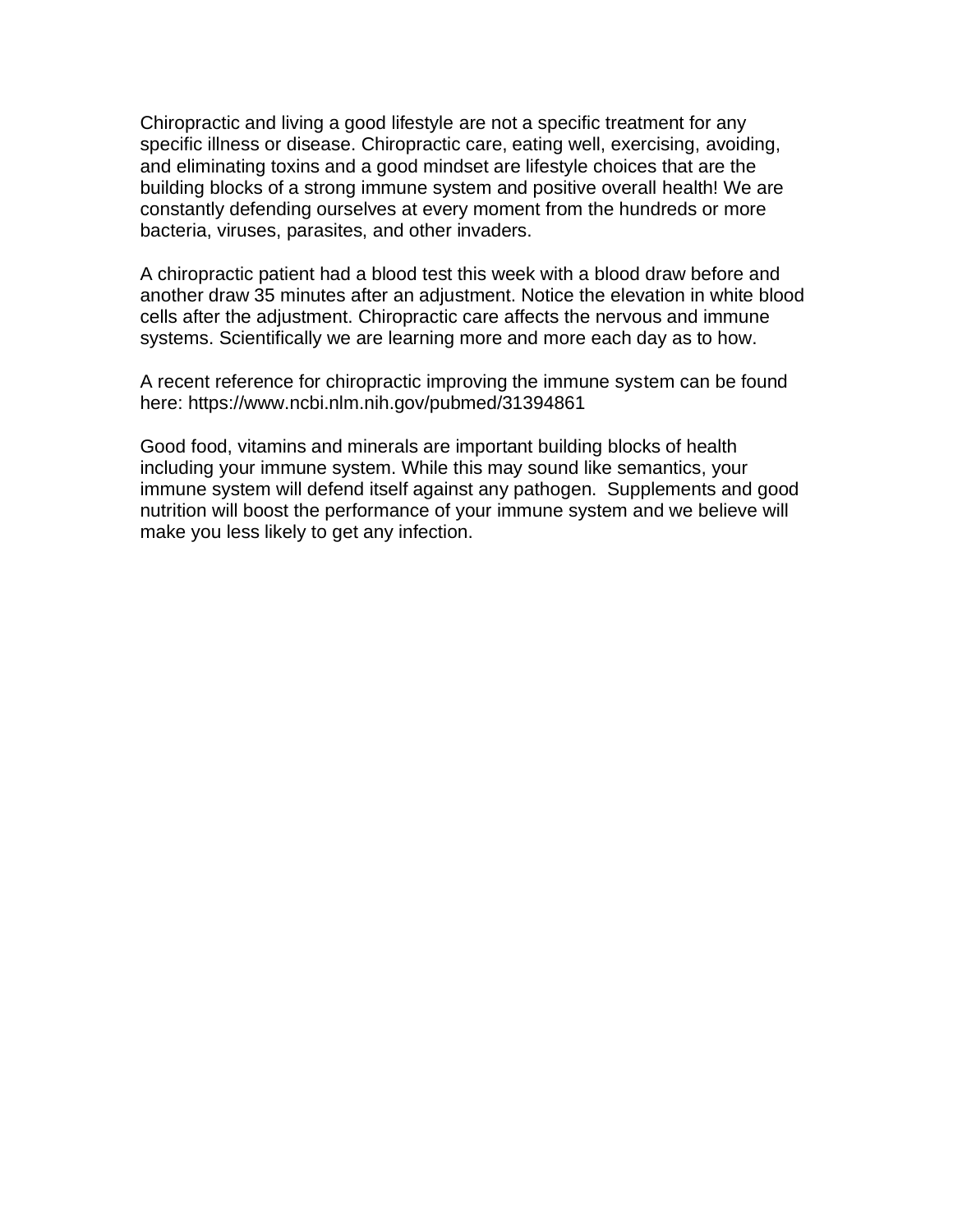Chiropractic and living a good lifestyle are not a specific treatment for any specific illness or disease. Chiropractic care, eating well, exercising, avoiding, and eliminating toxins and a good mindset are lifestyle choices that are the building blocks of a strong immune system and positive overall health! We are constantly defending ourselves at every moment from the hundreds or more bacteria, viruses, parasites, and other invaders.

A chiropractic patient had a blood test this week with a blood draw before and another draw 35 minutes after an adjustment. Notice the elevation in white blood cells after the adjustment. Chiropractic care affects the nervous and immune systems. Scientifically we are learning more and more each day as to how.

A recent reference for chiropractic improving the immune system can be found here: https://www.ncbi.nlm.nih.gov/pubmed/31394861

Good food, vitamins and minerals are important building blocks of health including your immune system. While this may sound like semantics, your immune system will defend itself against any pathogen. Supplements and good nutrition will boost the performance of your immune system and we believe will make you less likely to get any infection.